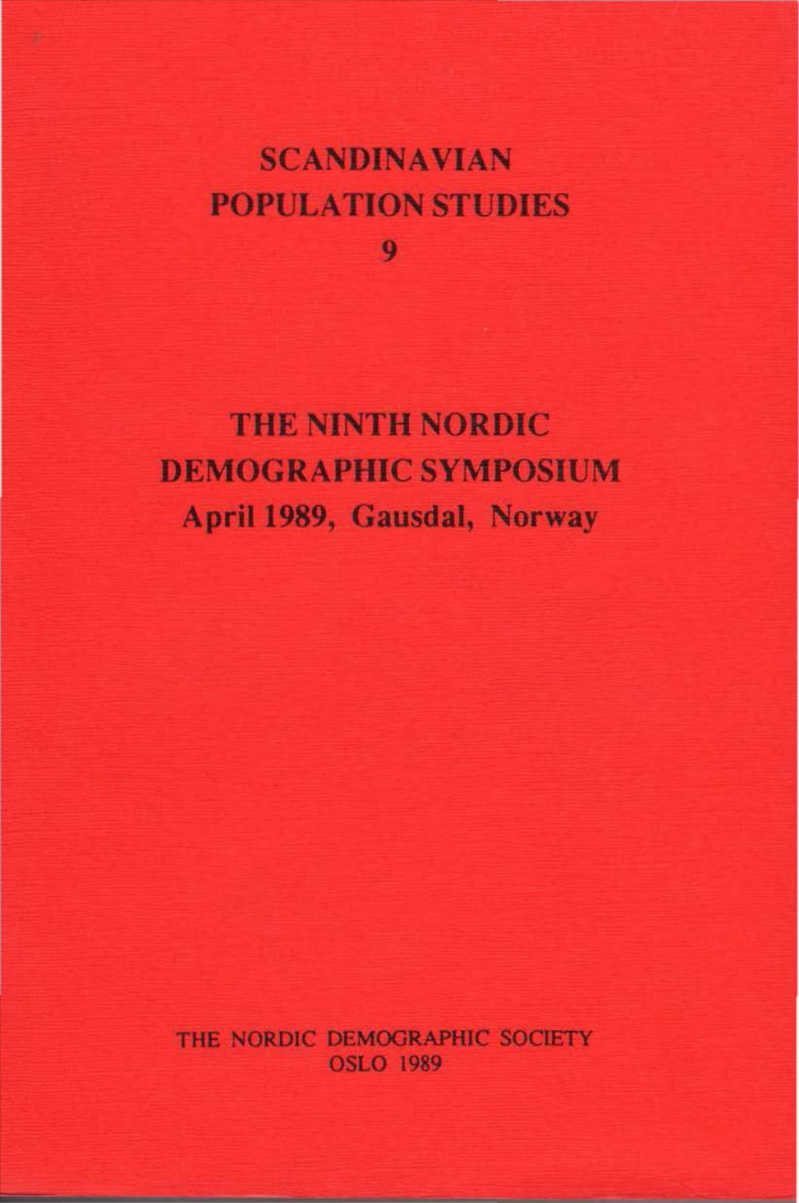# SCANDINAVIAN POPULATION STUDIES

# 9

# THE NINTH NORDIC DEMOGRAPHIC SYMPOSIUM

## April 1989, Gausdal, Norway

THE NORDIC DEMOGRAPHIC SOCIETY
OSLO 1989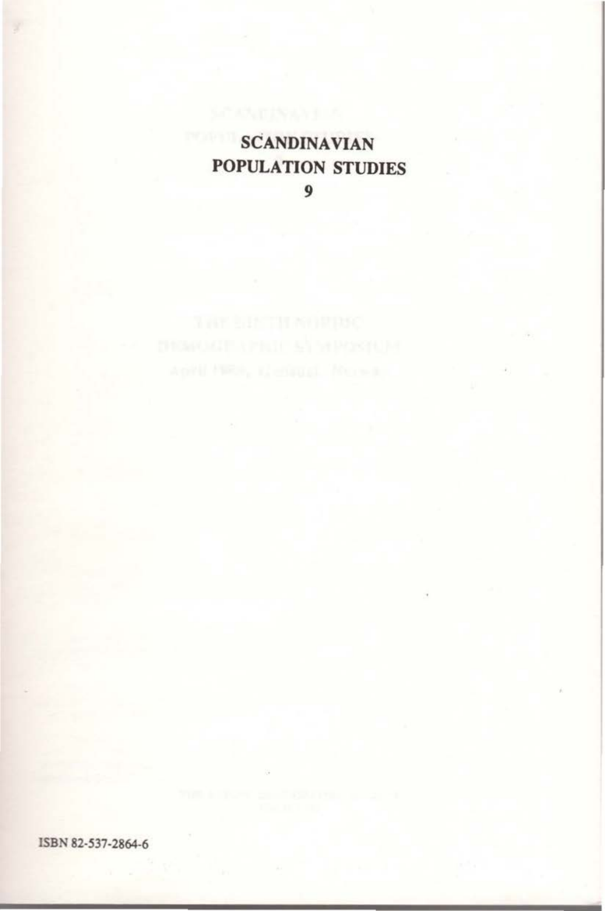# SCANDINAVIAN POPULATION STUDIES

9

ISBN 82-537-2864-6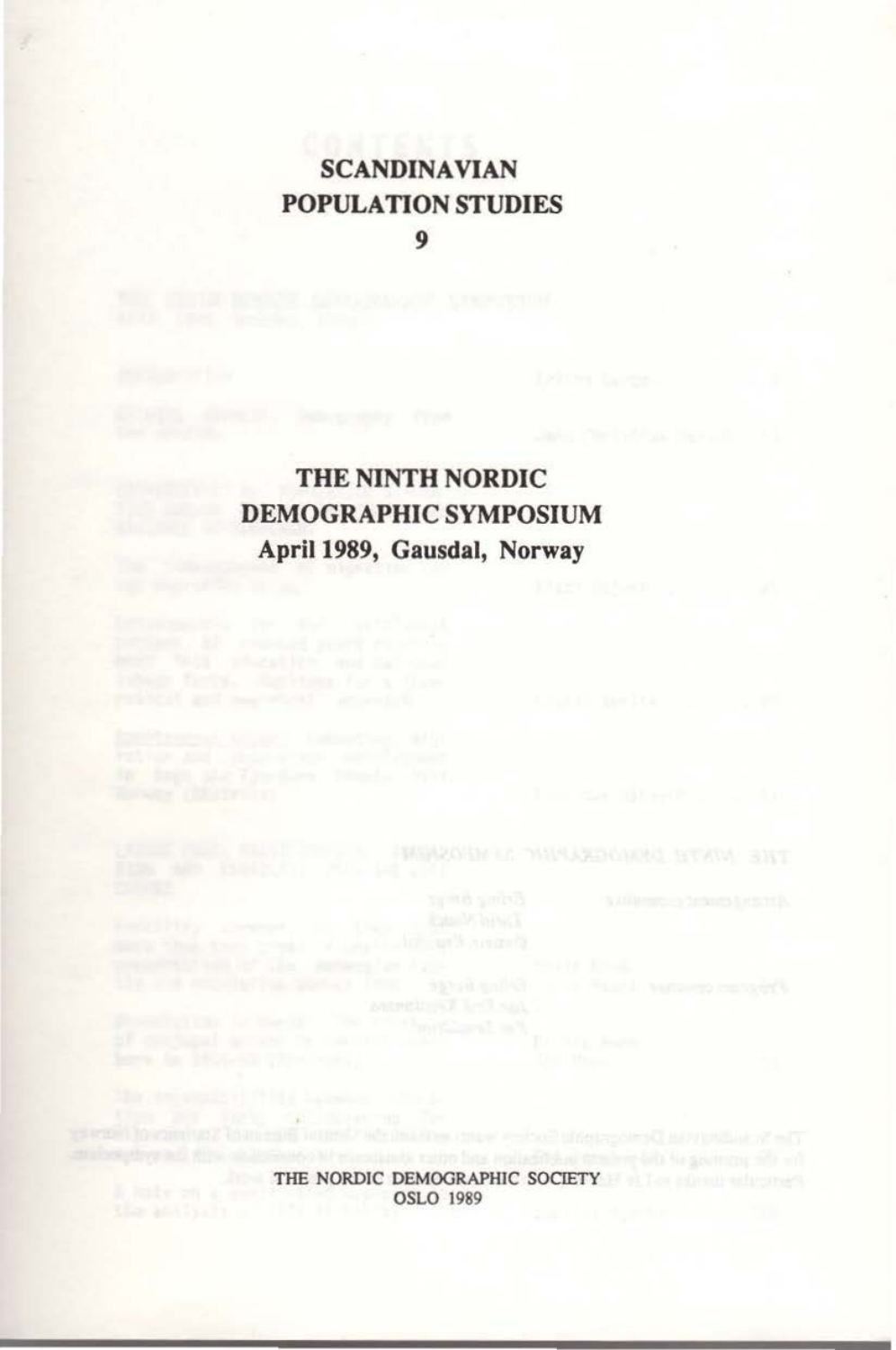# SCANDINAVIAN POPULATION STUDIES

**9**

# THE NINTH NORDIC DEMOGRAPHIC SYMPOSIUM

**April 1989, Gausdal, Norway**

THE NORDIC DEMOGRAPHIC SOCIETY

OSLO 1989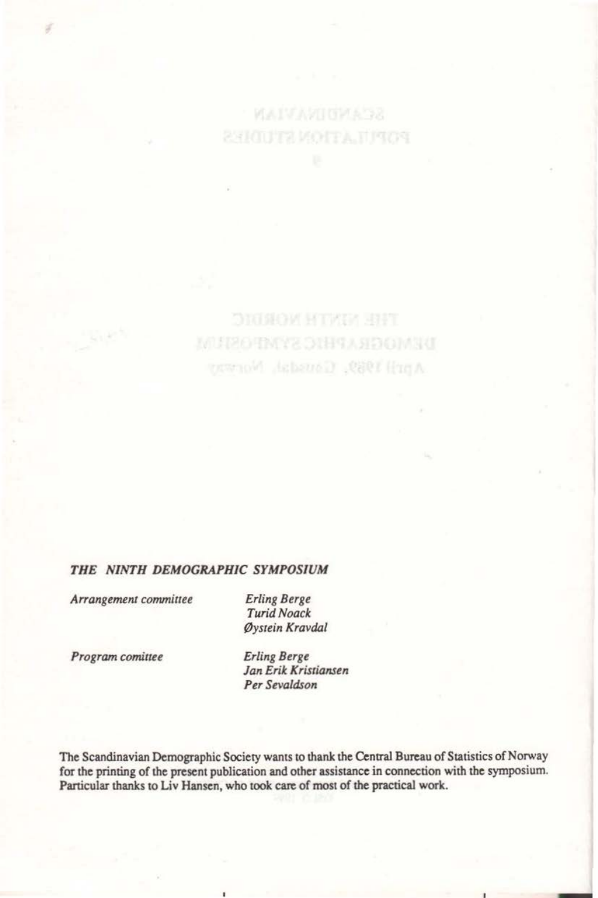***THE NINTH DEMOGRAPHIC SYMPOSIUM***

| | |
|---|---|
| *Arrangement committee* | *Erling Berge*<br>*Turid Noack*<br>*Øystein Kravdal* |
| *Program comittee* | *Erling Berge*<br>*Jan Erik Kristiansen*<br>*Per Sevaldson* |

The Scandinavian Demographic Society wants to thank the Central Bureau of Statistics of Norway for the printing of the present publication and other assistance in connection with the symposium. Particular thanks to Liv Hansen, who took care of most of the practical work.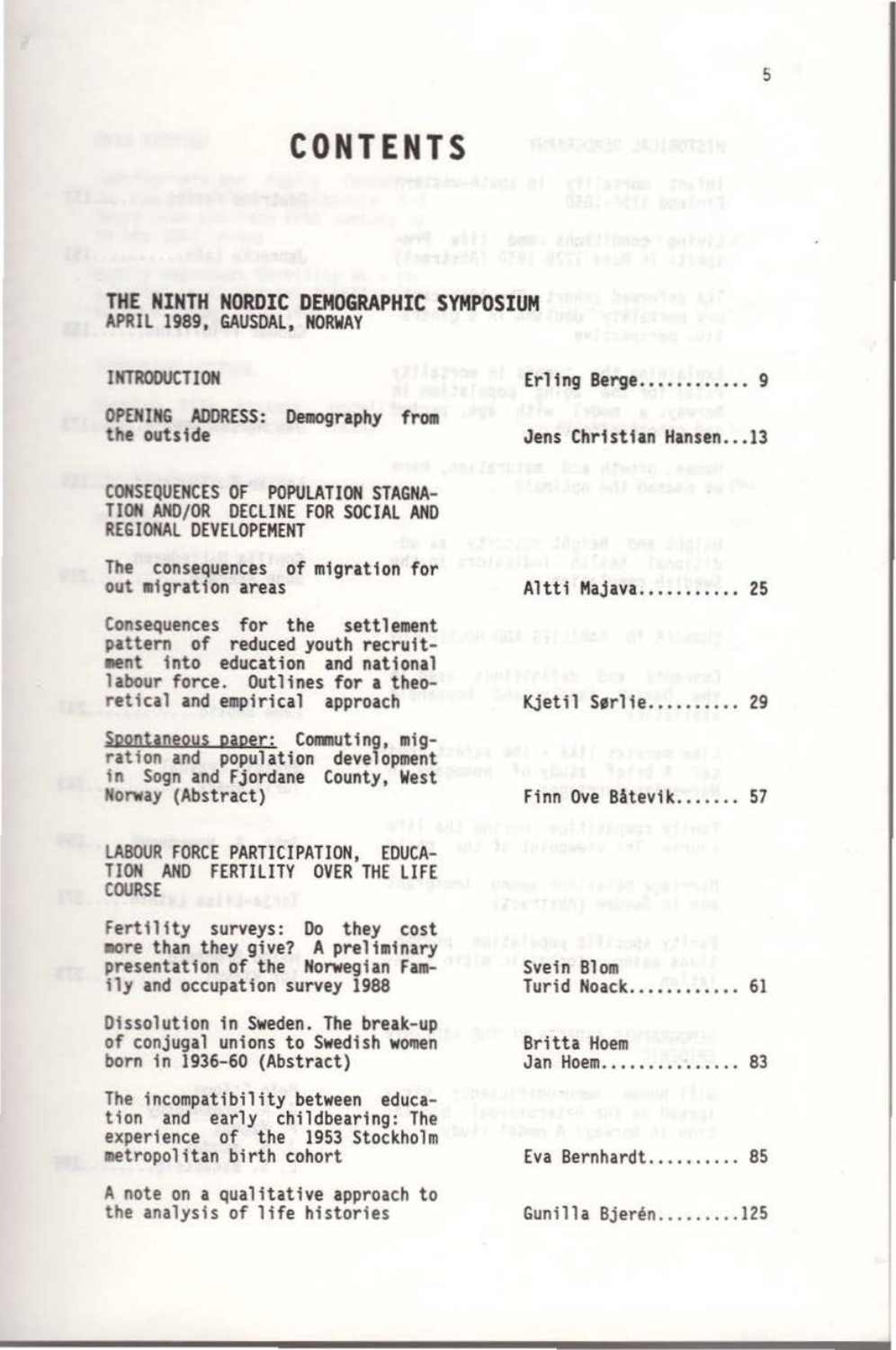# CONTENTS

## THE NINTH NORDIC DEMOGRAPHIC SYMPOSIUM
APRIL 1989, GAUSDAL, NORWAY

INTRODUCTION — Erling Berge............ 9

OPENING ADDRESS: Demography from the outside — Jens Christian Hansen...13

### CONSEQUENCES OF POPULATION STAGNATION AND/OR DECLINE FOR SOCIAL AND REGIONAL DEVELOPEMENT

The consequences of migration for out migration areas — Altti Majava........... 25

Consequences for the settlement pattern of reduced youth recruitment into education and national labour force. Outlines for a theoretical and empirical approach — Kjetil Sørlie.......... 29

Spontaneous paper: Commuting, migration and population development in Sogn and Fjordane County, West Norway (Abstract) — Finn Ove Båtevik....... 57

### LABOUR FORCE PARTICIPATION, EDUCATION AND FERTILITY OVER THE LIFE COURSE

Fertility surveys: Do they cost more than they give? A preliminary presentation of the Norwegian Family and occupation survey 1988 — Svein Blom, Turid Noack............ 61

Dissolution in Sweden. The break-up of conjugal unions to Swedish women born in 1936-60 (Abstract) — Britta Hoem, Jan Hoem............... 83

The incompatibility between education and early childbearing: The experience of the 1953 Stockholm metropolitan birth cohort — Eva Bernhardt.......... 85

A note on a qualitative approach to the analysis of life histories — Gunilla Bjerén.........125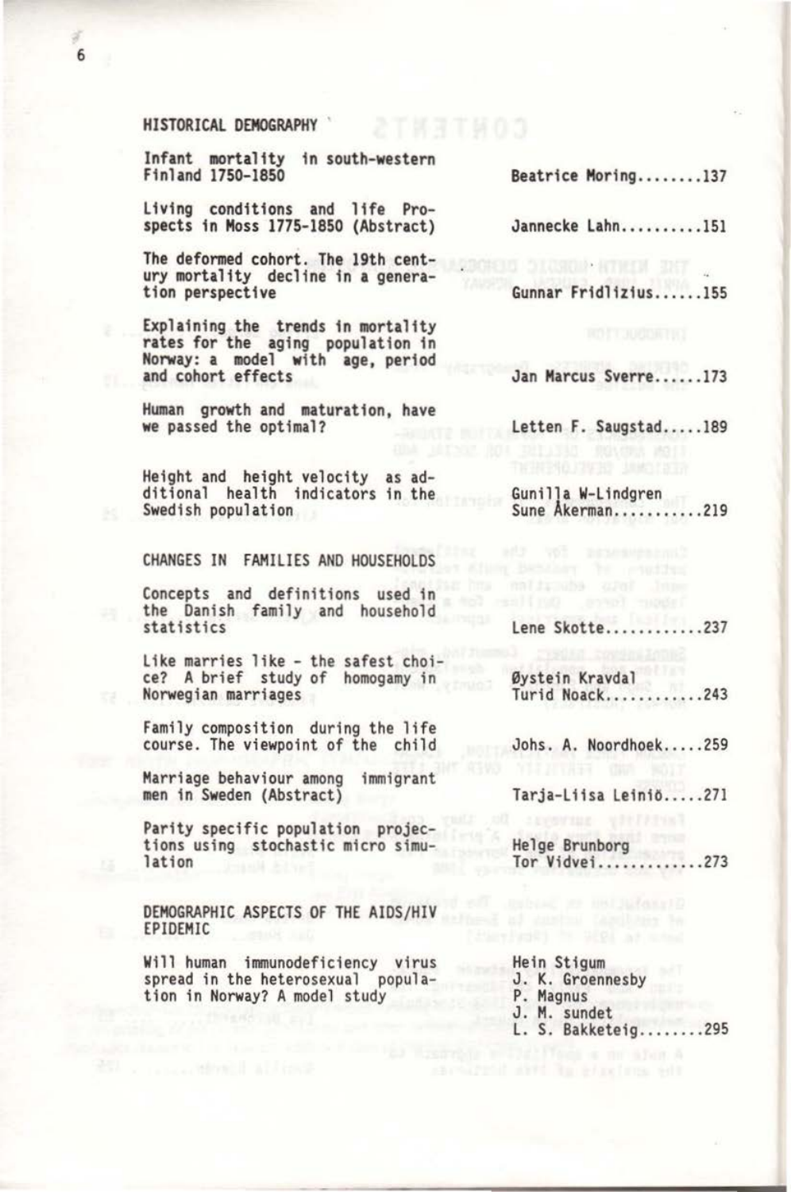## HISTORICAL DEMOGRAPHY

| | |
|---|---|
| Infant mortality in south-western Finland 1750-1850 | Beatrice Moring........137 |
| Living conditions and life Prospects in Moss 1775-1850 (Abstract) | Jannecke Lahn..........151 |
| The deformed cohort. The 19th century mortality decline in a generation perspective | Gunnar Fridlizius......155 |
| Explaining the trends in mortality rates for the aging population in Norway: a model with age, period and cohort effects | Jan Marcus Sverre.....173 |
| Human growth and maturation, have we passed the optimal? | Letten F. Saugstad.....189 |
| Height and height velocity as additional health indicators in the Swedish population | Gunilla W-Lindgren<br>Sune Åkerman...........219 |

## CHANGES IN FAMILIES AND HOUSEHOLDS

| | |
|---|---|
| Concepts and definitions used in the Danish family and household statistics | Lene Skotte............237 |
| Like marries like - the safest choice? A brief study of homogamy in Norwegian marriages | Øystein Kravdal<br>Turid Noack............243 |
| Family composition during the life course. The viewpoint of the child | Johs. A. Noordhoek.....259 |
| Marriage behaviour among immigrant men in Sweden (Abstract) | Tarja-Liisa Leiniö.....271 |
| Parity specific population projections using stochastic micro simulation | Helge Brunborg<br>Tor Vidvei.............273 |

## DEMOGRAPHIC ASPECTS OF THE AIDS/HIV EPIDEMIC

| | |
|---|---|
| Will human immunodeficiency virus spread in the heterosexual population in Norway? A model study | Hein Stigum<br>J. K. Groennesby<br>P. Magnus<br>J. M. Sundet<br>L. S. Bakketeig........295 |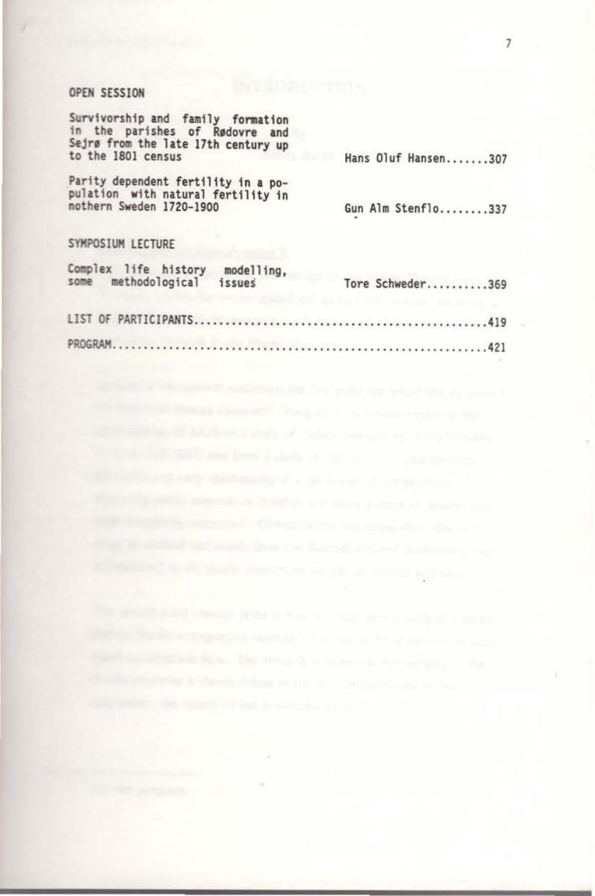## OPEN SESSION

Survivorship and family formation in the parishes of Rødovre and Sejrø from the late 17th century up to the 1801 census — Hans Oluf Hansen.......307

Parity dependent fertility in a population with natural fertility in nothern Sweden 1720-1900 — Gun Alm Stenflo........337

## SYMPOSIUM LECTURE

Complex life history modelling, some methodological issues — Tore Schweder..........369

LIST OF PARTICIPANTS..................................................419

PROGRAM...............................................................421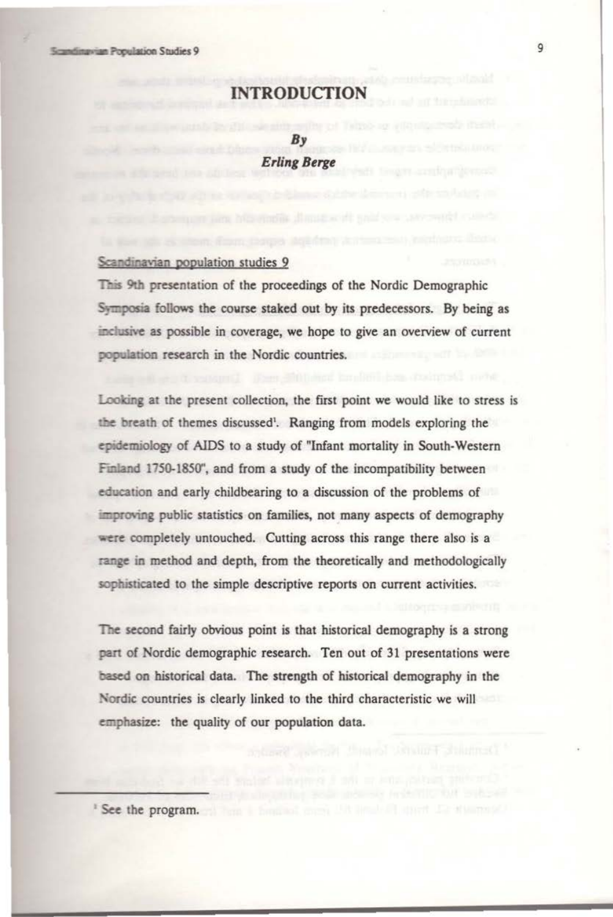# INTRODUCTION

***By***
***Erling Berge***

## Scandinavian population studies 9

This 9th presentation of the proceedings of the Nordic Demographic Symposia follows the course staked out by its predecessors. By being as inclusive as possible in coverage, we hope to give an overview of current population research in the Nordic countries.

Looking at the present collection, the first point we would like to stress is the breath of themes discussed[1]. Ranging from models exploring the epidemiology of AIDS to a study of "Infant mortality in South-Western Finland 1750-1850", and from a study of the incompatibility between education and early childbearing to a discussion of the problems of improving public statistics on families, not many aspects of demography were completely untouched. Cutting across this range there also is a range in method and depth, from the theoretically and methodologically sophisticated to the simple descriptive reports on current activities.

The second fairly obvious point is that historical demography is a strong part of Nordic demographic research. Ten out of 31 presentations were based on historical data. The strength of historical demography in the Nordic countries is clearly linked to the third characteristic we will emphasize: the quality of our population data.

---

[1] See the program.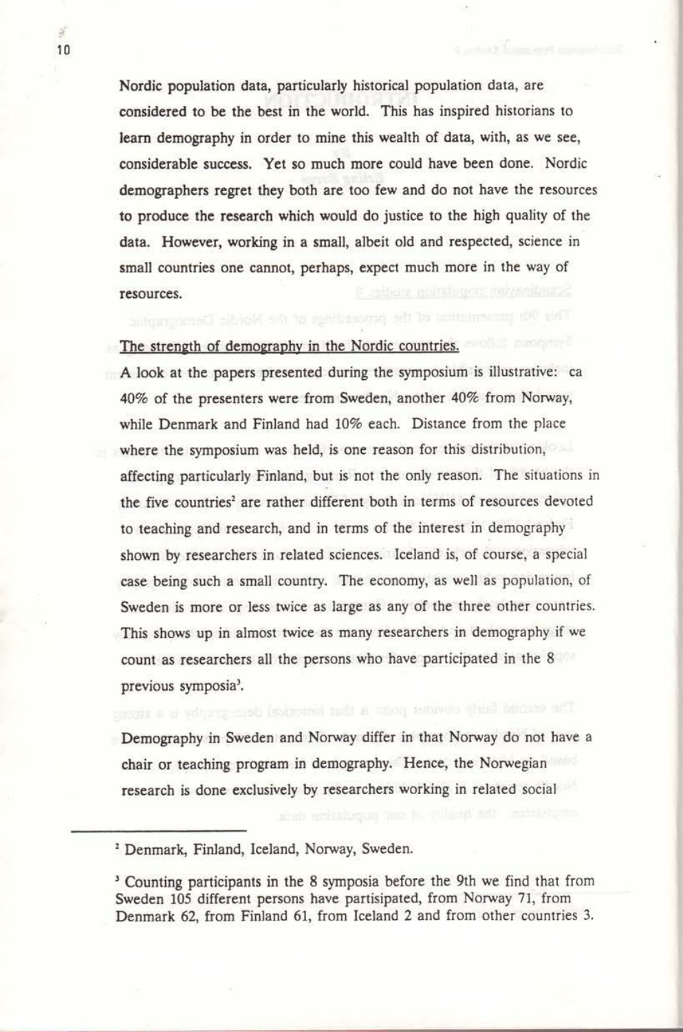Nordic population data, particularly historical population data, are considered to be the best in the world. This has inspired historians to learn demography in order to mine this wealth of data, with, as we see, considerable success. Yet so much more could have been done. Nordic demographers regret they both are too few and do not have the resources to produce the research which would do justice to the high quality of the data. However, working in a small, albeit old and respected, science in small countries one cannot, perhaps, expect much more in the way of resources.

The strength of demography in the Nordic countries.

A look at the papers presented during the symposium is illustrative: ca 40% of the presenters were from Sweden, another 40% from Norway, while Denmark and Finland had 10% each. Distance from the place where the symposium was held, is one reason for this distribution, affecting particularly Finland, but is not the only reason. The situations in the five countries[2] are rather different both in terms of resources devoted to teaching and research, and in terms of the interest in demography shown by researchers in related sciences. Iceland is, of course, a special case being such a small country. The economy, as well as population, of Sweden is more or less twice as large as any of the three other countries. This shows up in almost twice as many researchers in demography if we count as researchers all the persons who have participated in the 8 previous symposia[3].

Demography in Sweden and Norway differ in that Norway do not have a chair or teaching program in demography. Hence, the Norwegian research is done exclusively by researchers working in related social

---

[2] Denmark, Finland, Iceland, Norway, Sweden.

[3] Counting participants in the 8 symposia before the 9th we find that from Sweden 105 different persons have partisipated, from Norway 71, from Denmark 62, from Finland 61, from Iceland 2 and from other countries 3.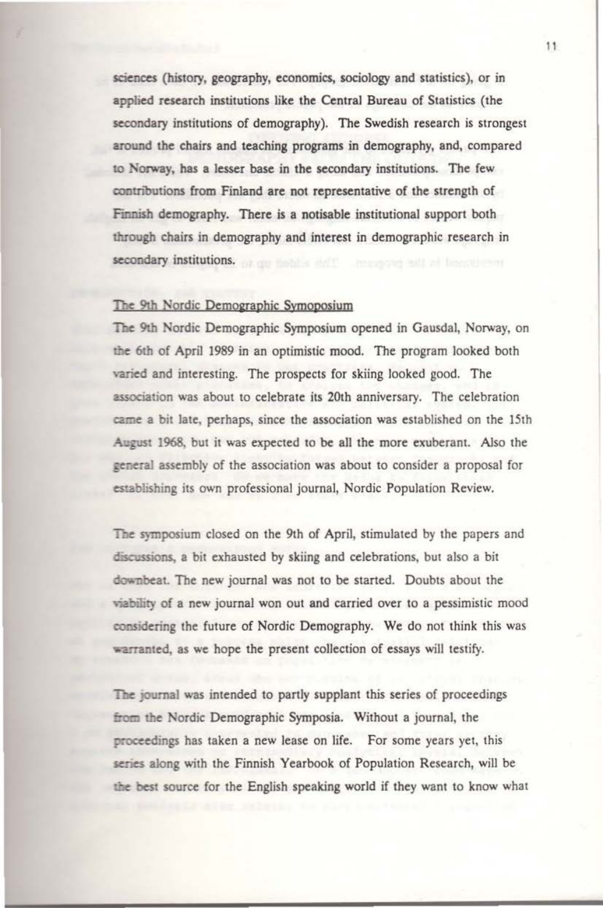sciences (history, geography, economics, sociology and statistics), or in applied research institutions like the Central Bureau of Statistics (the secondary institutions of demography). The Swedish research is strongest around the chairs and teaching programs in demography, and, compared to Norway, has a lesser base in the secondary institutions. The few contributions from Finland are not representative of the strength of Finnish demography. There is a notisable institutional support both through chairs in demography and interest in demographic research in secondary institutions.

## The 9th Nordic Demographic Symoposium

The 9th Nordic Demographic Symposium opened in Gausdal, Norway, on the 6th of April 1989 in an optimistic mood. The program looked both varied and interesting. The prospects for skiing looked good. The association was about to celebrate its 20th anniversary. The celebration came a bit late, perhaps, since the association was established on the 15th August 1968, but it was expected to be all the more exuberant. Also the general assembly of the association was about to consider a proposal for establishing its own professional journal, Nordic Population Review.

The symposium closed on the 9th of April, stimulated by the papers and discussions, a bit exhausted by skiing and celebrations, but also a bit downbeat. The new journal was not to be started. Doubts about the viability of a new journal won out and carried over to a pessimistic mood considering the future of Nordic Demography. We do not think this was warranted, as we hope the present collection of essays will testify.

The journal was intended to partly supplant this series of proceedings from the Nordic Demographic Symposia. Without a journal, the proceedings has taken a new lease on life. For some years yet, this series along with the Finnish Yearbook of Population Research, will be the best source for the English speaking world if they want to know what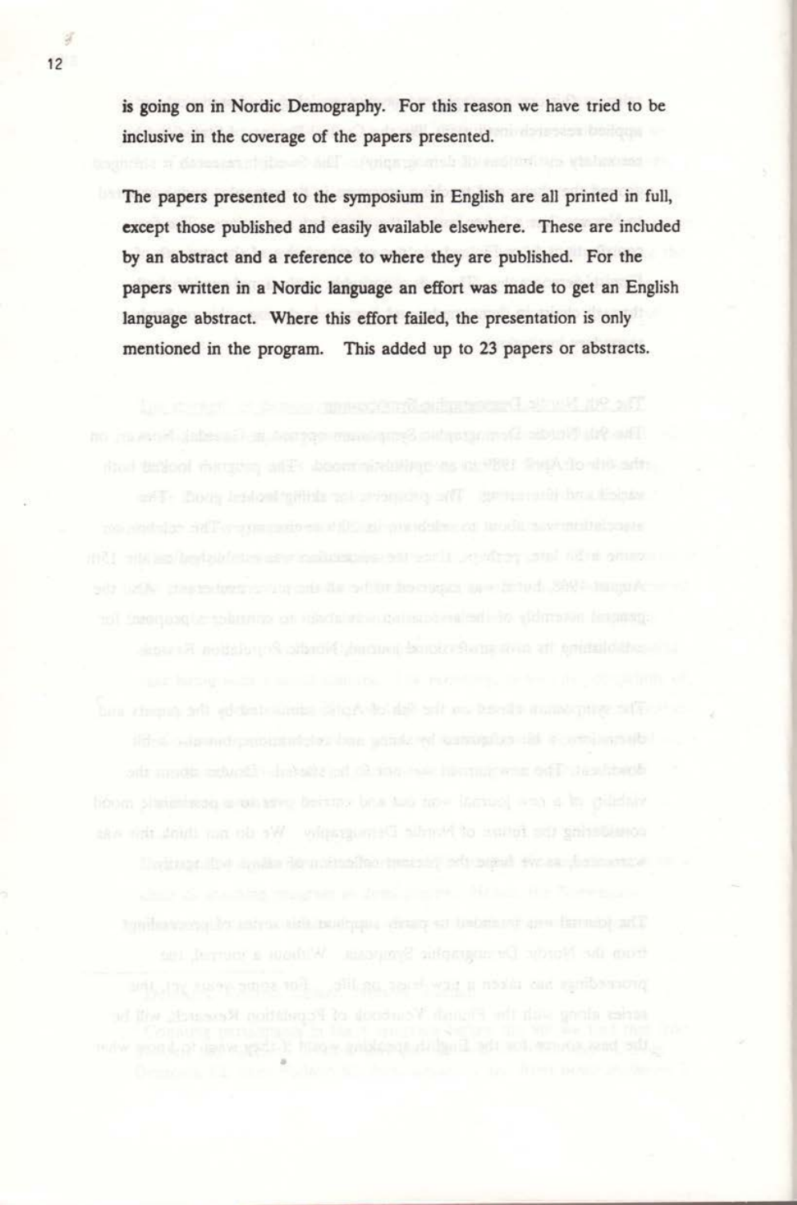is going on in Nordic Demography. For this reason we have tried to be inclusive in the coverage of the papers presented.

The papers presented to the symposium in English are all printed in full, except those published and easily available elsewhere. These are included by an abstract and a reference to where they are published. For the papers written in a Nordic language an effort was made to get an English language abstract. Where this effort failed, the presentation is only mentioned in the program. This added up to 23 papers or abstracts.